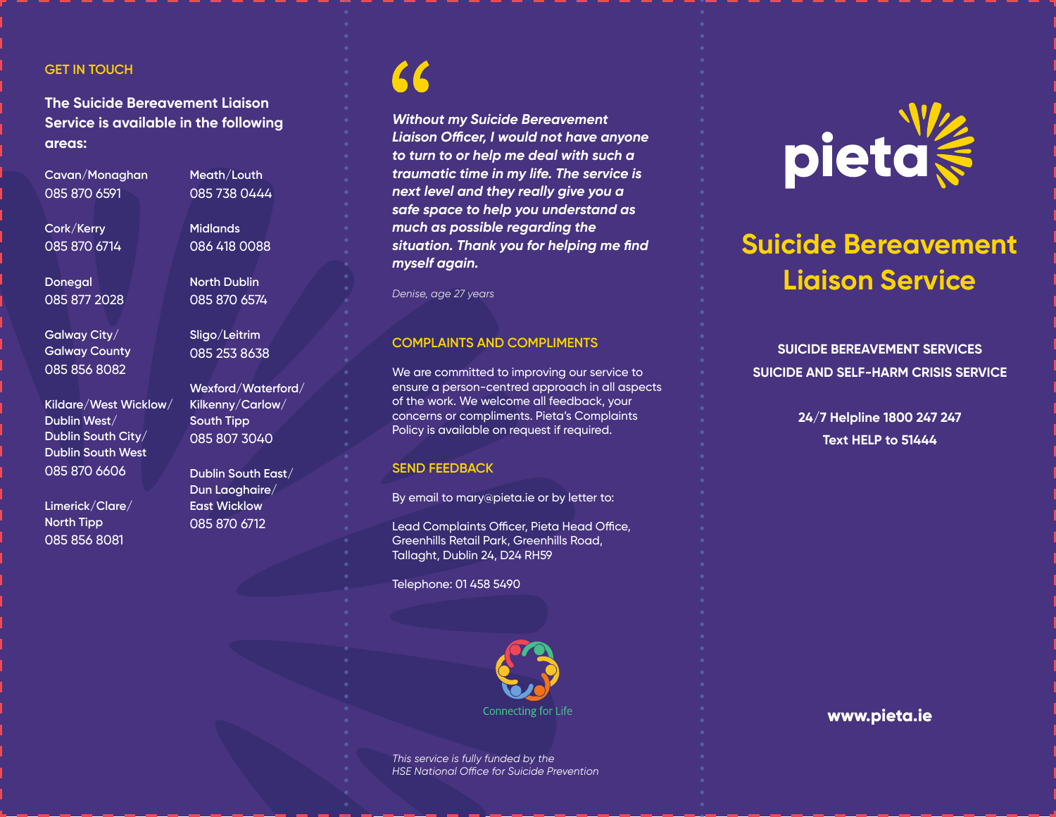## GET IN TOUCH

**The Suicide Bereavement Liaison Service is available in the following areas:**

Cavan/Monaghan
085 870 6591

Cork/Kerry
085 870 6714

Donegal
085 877 2028

Galway City/
Galway County
085 856 8082

Kildare/West Wicklow/
Dublin West/
Dublin South City/
Dublin South West
085 870 6606

Limerick/Clare/
North Tipp
085 856 8081

Meath/Louth
085 738 0444

Midlands
086 418 0088

North Dublin
085 870 6574

Sligo/Leitrim
085 253 8638

Wexford/Waterford/
Kilkenny/Carlow/
South Tipp
085 807 3040

Dublin South East/
Dun Laoghaire/
East Wicklow
085 870 6712

> ***Without my Suicide Bereavement Liaison Officer, I would not have anyone to turn to or help me deal with such a traumatic time in my life. The service is next level and they really give you a safe space to help you understand as much as possible regarding the situation. Thank you for helping me find myself again.***
>
> *Denise, age 27 years*

## COMPLAINTS AND COMPLIMENTS

We are committed to improving our service to ensure a person-centred approach in all aspects of the work. We welcome all feedback, your concerns or compliments. Pieta's Complaints Policy is available on request if required.

## SEND FEEDBACK

By email to mary@pieta.ie or by letter to:

Lead Complaints Officer, Pieta Head Office,
Greenhills Retail Park, Greenhills Road,
Tallaght, Dublin 24, D24 RH59

Telephone: 01 458 5490

Connecting for Life

*This service is fully funded by the HSE National Office for Suicide Prevention*

pieta

# Suicide Bereavement Liaison Service

**SUICIDE BEREAVEMENT SERVICES**
**SUICIDE AND SELF-HARM CRISIS SERVICE**

**24/7 Helpline 1800 247 247**
**Text HELP to 51444**

**www.pieta.ie**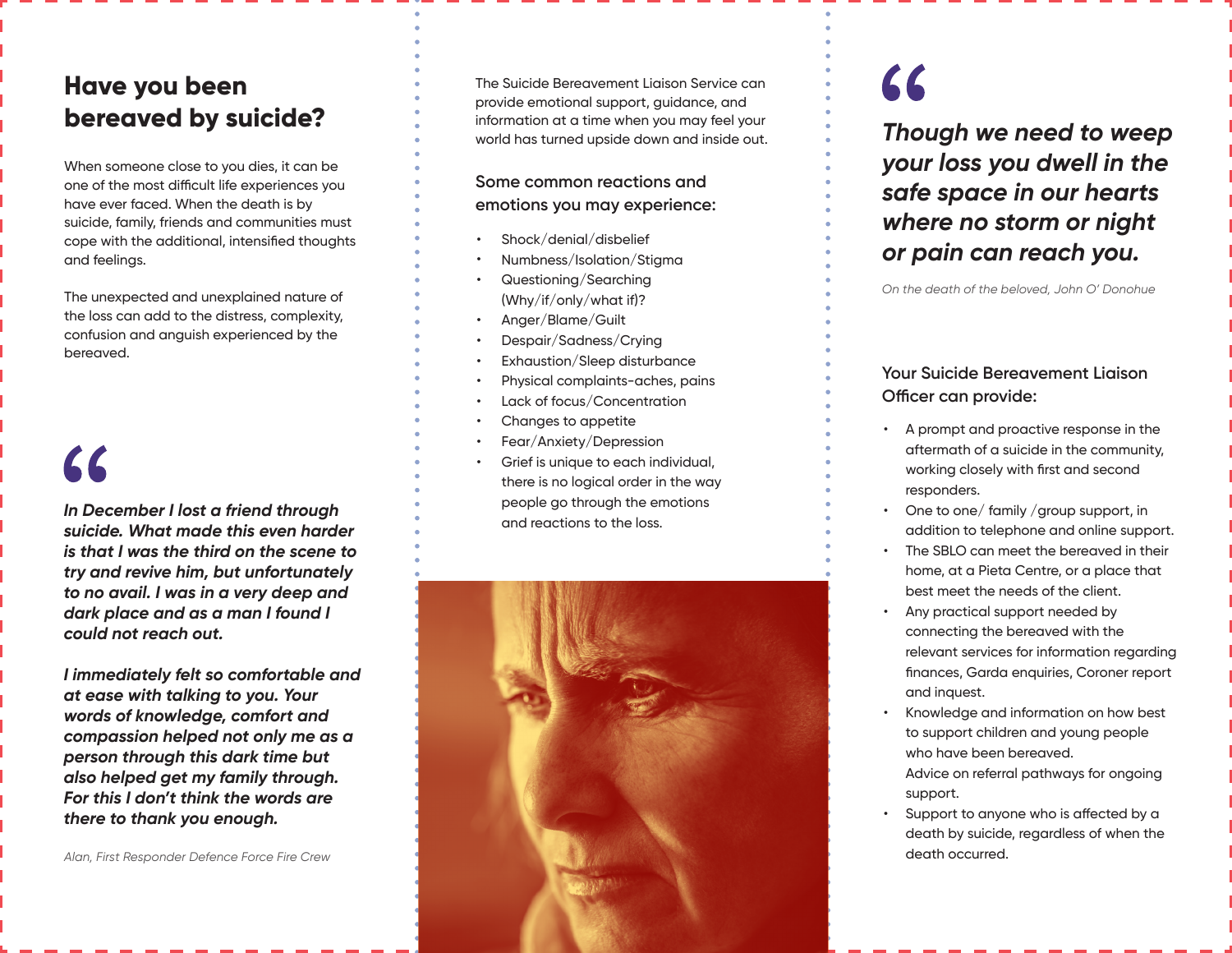## Have you been bereaved by suicide?

When someone close to you dies, it can be one of the most difficult life experiences you have ever faced. When the death is by suicide, family, friends and communities must cope with the additional, intensified thoughts and feelings.

The unexpected and unexplained nature of the loss can add to the distress, complexity, confusion and anguish experienced by the bereaved.

> ***In December I lost a friend through suicide. What made this even harder is that I was the third on the scene to try and revive him, but unfortunately to no avail. I was in a very deep and dark place and as a man I found I could not reach out.***
>
> ***I immediately felt so comfortable and at ease with talking to you. Your words of knowledge, comfort and compassion helped not only me as a person through this dark time but also helped get my family through. For this I don't think the words are there to thank you enough.***
>
> *Alan, First Responder Defence Force Fire Crew*

The Suicide Bereavement Liaison Service can provide emotional support, guidance, and information at a time when you may feel your world has turned upside down and inside out.

### Some common reactions and emotions you may experience:

- Shock/denial/disbelief
- Numbness/Isolation/Stigma
- Questioning/Searching (Why/if/only/what if)?
- Anger/Blame/Guilt
- Despair/Sadness/Crying
- Exhaustion/Sleep disturbance
- Physical complaints-aches, pains
- Lack of focus/Concentration
- Changes to appetite
- Fear/Anxiety/Depression
- Grief is unique to each individual, there is no logical order in the way people go through the emotions and reactions to the loss.

> ***Though we need to weep your loss you dwell in the safe space in our hearts where no storm or night or pain can reach you.***
>
> *On the death of the beloved, John O' Donohue*

### Your Suicide Bereavement Liaison Officer can provide:

- A prompt and proactive response in the aftermath of a suicide in the community, working closely with first and second responders.
- One to one/ family /group support, in addition to telephone and online support.
- The SBLO can meet the bereaved in their home, at a Pieta Centre, or a place that best meet the needs of the client.
- Any practical support needed by connecting the bereaved with the relevant services for information regarding finances, Garda enquiries, Coroner report and inquest.
- Knowledge and information on how best to support children and young people who have been bereaved.
  Advice on referral pathways for ongoing support.
- Support to anyone who is affected by a death by suicide, regardless of when the death occurred.